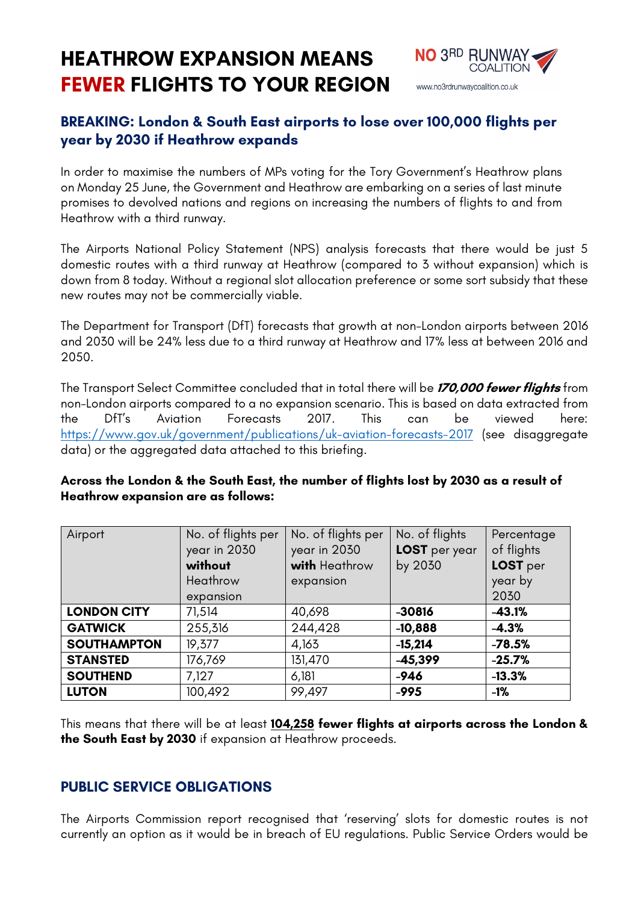# HEATHROW EXPANSION MEANS FEWER FLIGHTS TO YOUR REGION

NO 3RD RUNWAY COALITION
www.no3rdrunwaycoalition.co.uk

## BREAKING: London & South East airports to lose over 100,000 flights per year by 2030 if Heathrow expands

In order to maximise the numbers of MPs voting for the Tory Government's Heathrow plans on Monday 25 June, the Government and Heathrow are embarking on a series of last minute promises to devolved nations and regions on increasing the numbers of flights to and from Heathrow with a third runway.

The Airports National Policy Statement (NPS) analysis forecasts that there would be just 5 domestic routes with a third runway at Heathrow (compared to 3 without expansion) which is down from 8 today. Without a regional slot allocation preference or some sort subsidy that these new routes may not be commercially viable.

The Department for Transport (DfT) forecasts that growth at non-London airports between 2016 and 2030 will be 24% less due to a third runway at Heathrow and 17% less at between 2016 and 2050.

The Transport Select Committee concluded that in total there will be ***170,000 fewer flights*** from non-London airports compared to a no expansion scenario. This is based on data extracted from the DfT's Aviation Forecasts 2017. This can be viewed here: https://www.gov.uk/government/publications/uk-aviation-forecasts-2017 (see disaggregate data) or the aggregated data attached to this briefing.

**Across the London & the South East, the number of flights lost by 2030 as a result of Heathrow expansion are as follows:**

| Airport | No. of flights per year in 2030 **without** Heathrow expansion | No. of flights per year in 2030 **with** Heathrow expansion | No. of flights **LOST** per year by 2030 | Percentage of flights **LOST** per year by 2030 |
|---|---|---|---|---|
| **LONDON CITY** | 71,514 | 40,698 | **-30816** | **-43.1%** |
| **GATWICK** | 255,316 | 244,428 | **-10,888** | **-4.3%** |
| **SOUTHAMPTON** | 19,377 | 4,163 | **-15,214** | **-78.5%** |
| **STANSTED** | 176,769 | 131,470 | **-45,399** | **-25.7%** |
| **SOUTHEND** | 7,127 | 6,181 | **-946** | **-13.3%** |
| **LUTON** | 100,492 | 99,497 | **-995** | **-1%** |

This means that there will be at least **104,258 fewer flights at airports across the London & the South East by 2030** if expansion at Heathrow proceeds.

## PUBLIC SERVICE OBLIGATIONS

The Airports Commission report recognised that 'reserving' slots for domestic routes is not currently an option as it would be in breach of EU regulations. Public Service Orders would be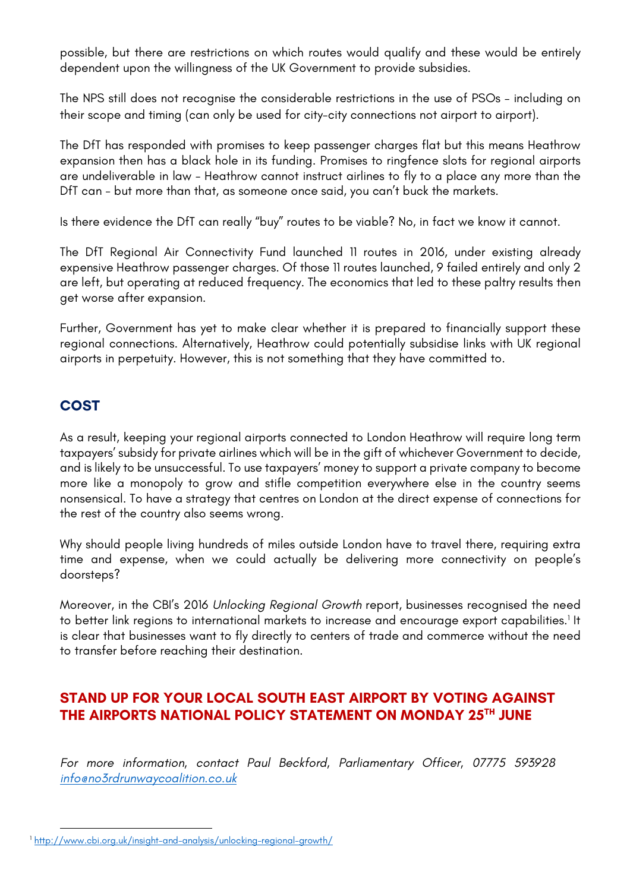possible, but there are restrictions on which routes would qualify and these would be entirely dependent upon the willingness of the UK Government to provide subsidies.

The NPS still does not recognise the considerable restrictions in the use of PSOs – including on their scope and timing (can only be used for city-city connections not airport to airport).

The DfT has responded with promises to keep passenger charges flat but this means Heathrow expansion then has a black hole in its funding. Promises to ringfence slots for regional airports are undeliverable in law – Heathrow cannot instruct airlines to fly to a place any more than the DfT can – but more than that, as someone once said, you can't buck the markets.

Is there evidence the DfT can really "buy" routes to be viable? No, in fact we know it cannot.

The DfT Regional Air Connectivity Fund launched 11 routes in 2016, under existing already expensive Heathrow passenger charges. Of those 11 routes launched, 9 failed entirely and only 2 are left, but operating at reduced frequency. The economics that led to these paltry results then get worse after expansion.

Further, Government has yet to make clear whether it is prepared to financially support these regional connections. Alternatively, Heathrow could potentially subsidise links with UK regional airports in perpetuity. However, this is not something that they have committed to.

## COST

As a result, keeping your regional airports connected to London Heathrow will require long term taxpayers' subsidy for private airlines which will be in the gift of whichever Government to decide, and is likely to be unsuccessful. To use taxpayers' money to support a private company to become more like a monopoly to grow and stifle competition everywhere else in the country seems nonsensical. To have a strategy that centres on London at the direct expense of connections for the rest of the country also seems wrong.

Why should people living hundreds of miles outside London have to travel there, requiring extra time and expense, when we could actually be delivering more connectivity on people's doorsteps?

Moreover, in the CBI's 2016 *Unlocking Regional Growth* report, businesses recognised the need to better link regions to international markets to increase and encourage export capabilities.[1] It is clear that businesses want to fly directly to centers of trade and commerce without the need to transfer before reaching their destination.

## STAND UP FOR YOUR LOCAL SOUTH EAST AIRPORT BY VOTING AGAINST THE AIRPORTS NATIONAL POLICY STATEMENT ON MONDAY 25TH JUNE

*For more information, contact Paul Beckford, Parliamentary Officer, 07775 593928 info@no3rdrunwaycoalition.co.uk*

[1] http://www.cbi.org.uk/insight-and-analysis/unlocking-regional-growth/